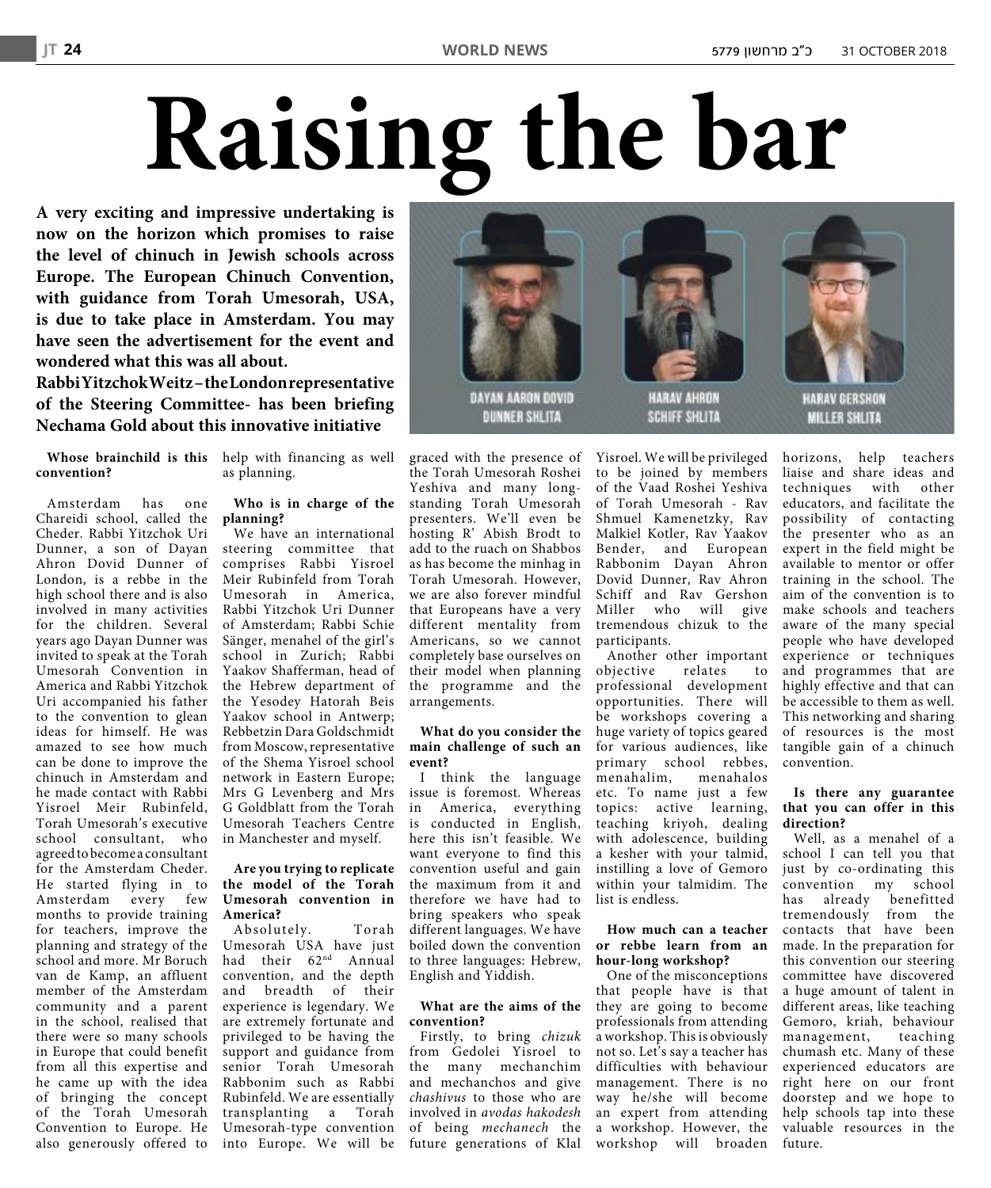# Raising the bar

**A very exciting and impressive undertaking is now on the horizon which promises to raise the level of chinuch in Jewish schools across Europe. The European Chinuch Convention, with guidance from Torah Umesorah, USA, is due to take place in Amsterdam. You may have seen the advertisement for the event and wondered what this was all about.**

**Rabbi Yitzchok Weitz – the London representative of the Steering Committee- has been briefing Nechama Gold about this innovative initiative**

DAYAN AARON DOVID DUNNER SHLITA — HARAV AHRON SCHIFF SHLITA — HARAV GERSHON MILLER SHLITA

**Whose brainchild is this convention?**

Amsterdam has one Chareidi school, called the Cheder. Rabbi Yitzchok Uri Dunner, a son of Dayan Ahron Dovid Dunner of London, is a rebbe in the high school there and is also involved in many activities for the children. Several years ago Dayan Dunner was invited to speak at the Torah Umesorah Convention in America and Rabbi Yitzchok Uri accompanied his father to the convention to glean ideas for himself. He was amazed to see how much can be done to improve the chinuch in Amsterdam and he made contact with Rabbi Yisroel Meir Rubinfeld, Torah Umesorah's executive school consultant, who agreed to become a consultant for the Amsterdam Cheder. He started flying in to Amsterdam every few months to provide training for teachers, improve the planning and strategy of the school and more. Mr Boruch van de Kamp, an affluent member of the Amsterdam community and a parent in the school, realised that there were so many schools in Europe that could benefit from all this expertise and he came up with the idea of bringing the concept of the Torah Umesorah Convention to Europe. He also generously offered to help with financing as well as planning.

**Who is in charge of the planning?**

We have an international steering committee that comprises Rabbi Yisroel Meir Rubinfeld from Torah Umesorah in America, Rabbi Yitzchok Uri Dunner of Amsterdam; Rabbi Schie Sänger, menahel of the girl's school in Zurich; Rabbi Yaakov Shafferman, head of the Hebrew department of the Yesodey Hatorah Beis Yaakov school in Antwerp; Rebbetzin Dara Goldschmidt from Moscow, representative of the Shema Yisroel school network in Eastern Europe; Mrs G Levenberg and Mrs G Goldblatt from the Torah Umesorah Teachers Centre in Manchester and myself.

**Are you trying to replicate the model of the Torah Umesorah convention in America?**

Absolutely. Torah Umesorah USA have just had their 62nd Annual convention, and the depth and breadth of their experience is legendary. We are extremely fortunate and privileged to be having the support and guidance from senior Torah Umesorah Rabbonim such as Rabbi Rubinfeld. We are essentially transplanting a Torah Umesorah-type convention into Europe. We will be graced with the presence of the Torah Umesorah Roshei Yeshiva and many long-standing Torah Umesorah presenters. We'll even be hosting R' Abish Brodt to add to the ruach on Shabbos as has become the minhag in Torah Umesorah. However, we are also forever mindful that Europeans have a very different mentality from Americans, so we cannot completely base ourselves on their model when planning the programme and the arrangements.

**What do you consider the main challenge of such an event?**

I think the language issue is foremost. Whereas in America, everything is conducted in English, here this isn't feasible. We want everyone to find this convention useful and gain the maximum from it and therefore we have had to bring speakers who speak different languages. We have boiled down the convention to three languages: Hebrew, English and Yiddish.

**What are the aims of the convention?**

Firstly, to bring *chizuk* from Gedolei Yisroel to the many mechanchim and mechanchos and give *chashivus* to those who are involved in *avodas hakodesh* of being *mechanech* the future generations of Klal Yisroel. We will be privileged to be joined by members of the Vaad Roshei Yeshiva of Torah Umesorah - Rav Shmuel Kamenetzky, Rav Malkiel Kotler, Rav Yaakov Bender, and European Rabbonim Dayan Ahron Dovid Dunner, Rav Ahron Schiff and Rav Gershon Miller who will give tremendous chizuk to the participants.

Another other important objective relates to professional development opportunities. There will be workshops covering a huge variety of topics geared for various audiences, like primary school rebbes, menahalim, menahalos etc. To name just a few topics: active learning, teaching kriyoh, dealing with adolescence, building a kesher with your talmid, instilling a love of Gemoro within your talmidim. The list is endless.

**How much can a teacher or rebbe learn from an hour-long workshop?**

One of the misconceptions that people have is that they are going to become professionals from attending a workshop. This is obviously not so. Let's say a teacher has difficulties with behaviour management. There is no way he/she will become an expert from attending a workshop. However, the workshop will broaden horizons, help teachers liaise and share ideas and techniques with other educators, and facilitate the possibility of contacting the presenter who as an expert in the field might be available to mentor or offer training in the school. The aim of the convention is to make schools and teachers aware of the many special people who have developed experience or techniques and programmes that are highly effective and that can be accessible to them as well. This networking and sharing of resources is the most tangible gain of a chinuch convention.

**Is there any guarantee that you can offer in this direction?**

Well, as a menahel of a school I can tell you that just by co-ordinating this convention my school has already benefitted tremendously from the contacts that have been made. In the preparation for this convention our steering committee have discovered a huge amount of talent in different areas, like teaching Gemoro, kriah, behaviour management, teaching chumash etc. Many of these experienced educators are right here on our front doorstep and we hope to help schools tap into these valuable resources in the future.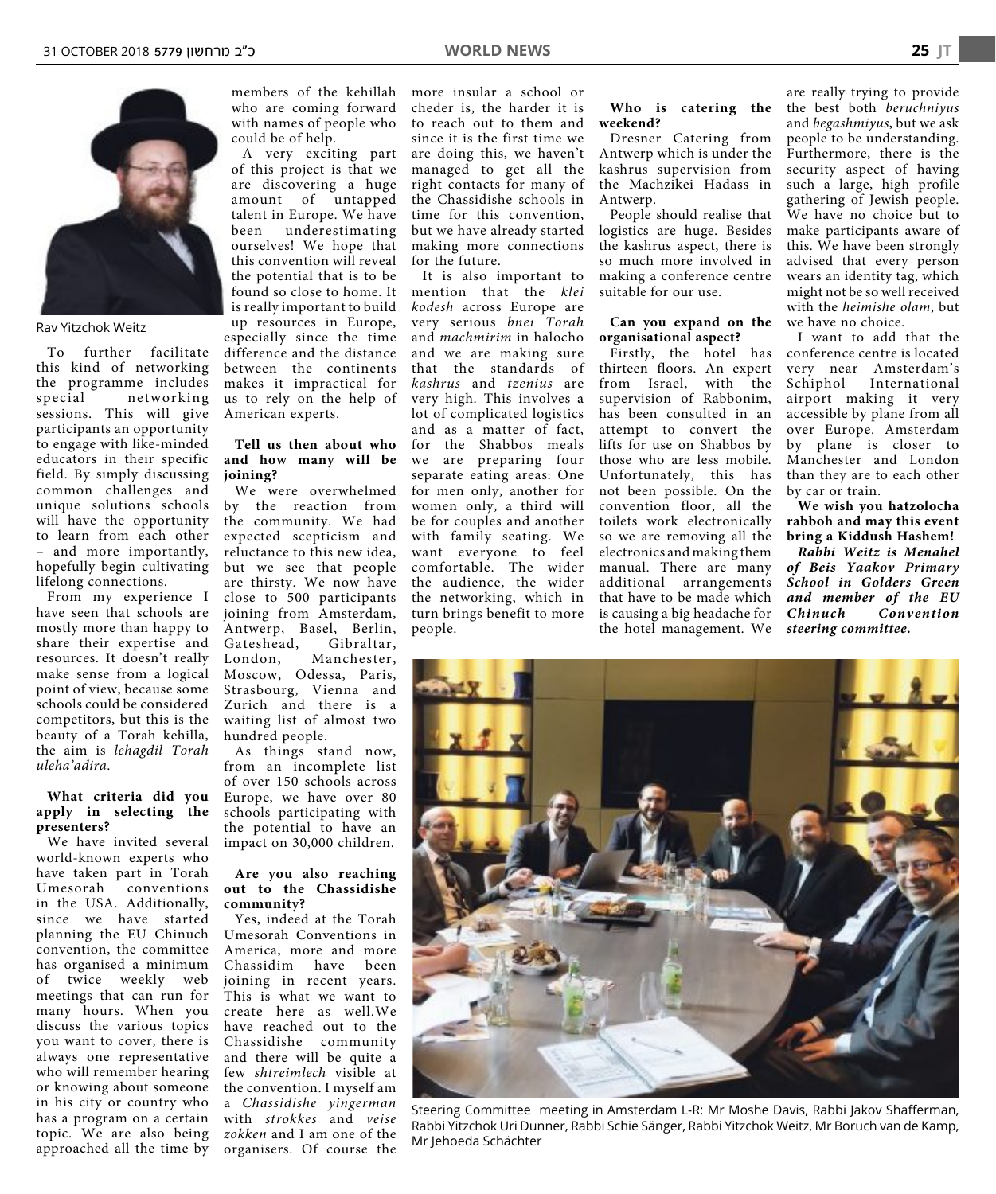Rav Yitzchok Weitz

To further facilitate this kind of networking the programme includes special networking sessions. This will give participants an opportunity to engage with like-minded educators in their specific field. By simply discussing common challenges and unique solutions schools will have the opportunity to learn from each other – and more importantly, hopefully begin cultivating lifelong connections.

From my experience I have seen that schools are mostly more than happy to share their expertise and resources. It doesn't really make sense from a logical point of view, because some schools could be considered competitors, but this is the beauty of a Torah kehilla, the aim is *lehagdil Torah uleha'adira*.

**What criteria did you apply in selecting the presenters?**

We have invited several world-known experts who have taken part in Torah Umesorah conventions in the USA. Additionally, since we have started planning the EU Chinuch convention, the committee has organised a minimum of twice weekly web meetings that can run for many hours. When you discuss the various topics you want to cover, there is always one representative who will remember hearing or knowing about someone in his city or country who has a program on a certain topic. We are also being approached all the time by members of the kehillah who are coming forward with names of people who could be of help.

A very exciting part of this project is that we are discovering a huge amount of untapped talent in Europe. We have been underestimating ourselves! We hope that this convention will reveal the potential that is to be found so close to home. It is really important to build up resources in Europe, especially since the time difference and the distance between the continents makes it impractical for us to rely on the help of American experts.

**Tell us then about who and how many will be joining?**

We were overwhelmed by the reaction from the community. We had expected scepticism and reluctance to this new idea, but we see that people are thirsty. We now have close to 500 participants joining from Amsterdam, Antwerp, Basel, Berlin, Gateshead, Gibraltar, London, Manchester, Moscow, Odessa, Paris, Strasbourg, Vienna and Zurich and there is a waiting list of almost two hundred people.

As things stand now, from an incomplete list of over 150 schools across Europe, we have over 80 schools participating with the potential to have an impact on 30,000 children.

**Are you also reaching out to the Chassidishe community?**

Yes, indeed at the Torah Umesorah Conventions in America, more and more Chassidim have been joining in recent years. This is what we want to create here as well. We have reached out to the Chassidishe community and there will be quite a few *shtreimlech* visible at the convention. I myself am a *Chassidishe yingerman* with *strokkes* and *veise zokken* and I am one of the organisers. Of course the more insular a school or cheder is, the harder it is to reach out to them and since it is the first time we are doing this, we haven't managed to get all the right contacts for many of the Chassidishe schools in time for this convention, but we have already started making more connections for the future.

It is also important to mention that the *klei kodesh* across Europe are very serious *bnei Torah* and *machmirim* in halocho and we are making sure that the standards of *kashrus* and *tzenius* are very high. This involves a lot of complicated logistics and as a matter of fact, for the Shabbos meals we are preparing four separate eating areas: One for men only, another for women only, a third will be for couples and another with family seating. We want everyone to feel comfortable. The wider the audience, the wider the networking, which in turn brings benefit to more people.

**Who is catering the weekend?**

Dresner Catering from Antwerp which is under the kashrus supervision from the Machzikei Hadass in Antwerp.

People should realise that logistics are huge. Besides the kashrus aspect, there is so much more involved in making a conference centre suitable for our use.

**Can you expand on the organisational aspect?**

Firstly, the hotel has thirteen floors. An expert from Israel, with the supervision of Rabbonim, has been consulted in an attempt to convert the lifts for use on Shabbos by those who are less mobile. Unfortunately, this has not been possible. On the convention floor, all the toilets work electronically so we are removing all the electronics and making them manual. There are many additional arrangements that have to be made which is causing a big headache for the hotel management. We are really trying to provide the best both *beruchniyus* and *begashmiyus*, but we ask people to be understanding. Furthermore, there is the security aspect of having such a large, high profile gathering of Jewish people. We have no choice but to make participants aware of this. We have been strongly advised that every person wears an identity tag, which might not be so well received with the *heimishe olam*, but we have no choice.

I want to add that the conference centre is located very near Amsterdam's Schiphol International airport making it very accessible by plane from all over Europe. Amsterdam by plane is closer to Manchester and London than they are to each other by car or train.

**We wish you hatzolocha rabboh and may this event bring a Kiddush Hashem!**

***Rabbi Weitz is Menahel of Beis Yaakov Primary School in Golders Green and member of the EU Chinuch Convention steering committee.***

Steering Committee meeting in Amsterdam L-R: Mr Moshe Davis, Rabbi Jakov Shafferman, Rabbi Yitzchok Uri Dunner, Rabbi Schie Sänger, Rabbi Yitzchok Weitz, Mr Boruch van de Kamp, Mr Jehoeda Schächter